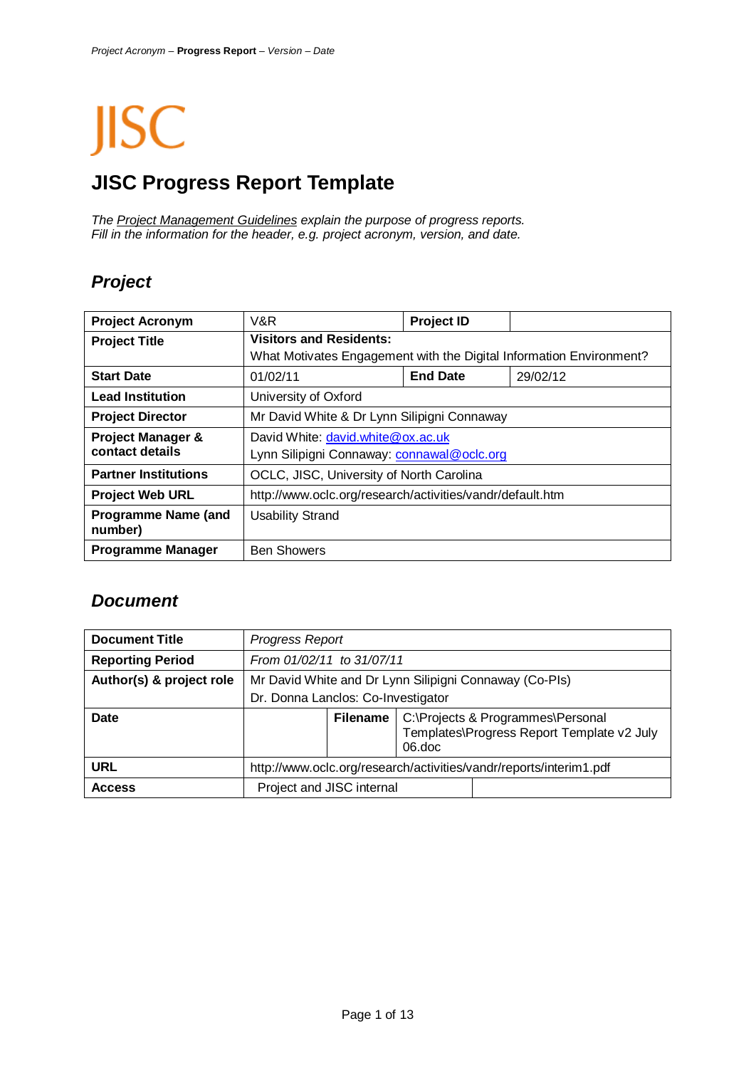JISC

# JISC Progress Report Template

*The Project Management Guidelines explain the purpose of progress reports.*
*Fill in the information for the header, e.g. project acronym, version, and date.*

## *Project*

| **Project Acronym** | V&R | **Project ID** | |
|---|---|---|---|
| **Project Title** | **Visitors and Residents:** What Motivates Engagement with the Digital Information Environment? | | |
| **Start Date** | 01/02/11 | **End Date** | 29/02/12 |
| **Lead Institution** | University of Oxford | | |
| **Project Director** | Mr David White & Dr Lynn Silipigni Connaway | | |
| **Project Manager & contact details** | David White: david.white@ox.ac.uk<br>Lynn Silipigni Connaway: connawal@oclc.org | | |
| **Partner Institutions** | OCLC, JISC, University of North Carolina | | |
| **Project Web URL** | http://www.oclc.org/research/activities/vandr/default.htm | | |
| **Programme Name (and number)** | Usability Strand | | |
| **Programme Manager** | Ben Showers | | |

## *Document*

| **Document Title** | *Progress Report* | | |
|---|---|---|---|
| **Reporting Period** | *From 01/02/11 to 31/07/11* | | |
| **Author(s) & project role** | Mr David White and Dr Lynn Silipigni Connaway (Co-PIs)<br>Dr. Donna Lanclos: Co-Investigator | | |
| **Date** | | **Filename** | C:\Projects & Programmes\Personal Templates\Progress Report Template v2 July 06.doc |
| **URL** | http://www.oclc.org/research/activities/vandr/reports/interim1.pdf | | |
| **Access** | Project and JISC internal | | |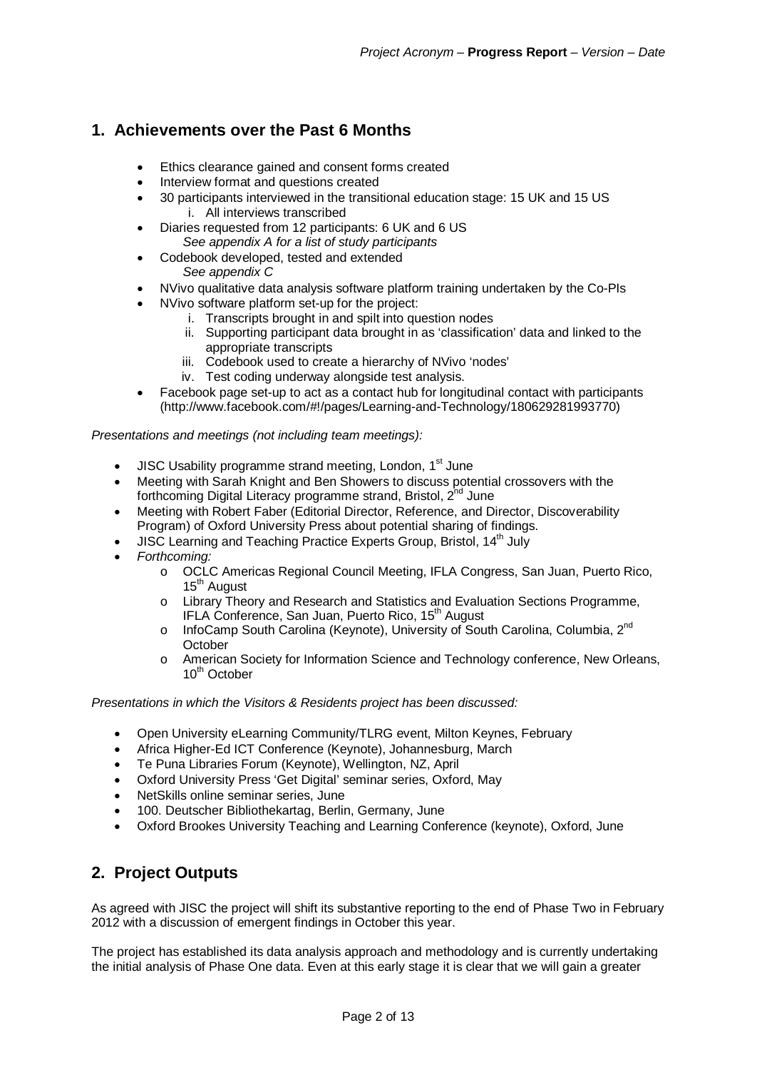## 1. Achievements over the Past 6 Months

- Ethics clearance gained and consent forms created
- Interview format and questions created
- 30 participants interviewed in the transitional education stage: 15 UK and 15 US
  i. All interviews transcribed
- Diaries requested from 12 participants: 6 UK and 6 US
  *See appendix A for a list of study participants*
- Codebook developed, tested and extended
  *See appendix C*
- NVivo qualitative data analysis software platform training undertaken by the Co-PIs
- NVivo software platform set-up for the project:
  i. Transcripts brought in and spilt into question nodes
  ii. Supporting participant data brought in as 'classification' data and linked to the appropriate transcripts
  iii. Codebook used to create a hierarchy of NVivo 'nodes'
  iv. Test coding underway alongside test analysis.
- Facebook page set-up to act as a contact hub for longitudinal contact with participants (http://www.facebook.com/#!/pages/Learning-and-Technology/180629281993770)

*Presentations and meetings (not including team meetings):*

- JISC Usability programme strand meeting, London, 1st June
- Meeting with Sarah Knight and Ben Showers to discuss potential crossovers with the forthcoming Digital Literacy programme strand, Bristol, 2nd June
- Meeting with Robert Faber (Editorial Director, Reference, and Director, Discoverability Program) of Oxford University Press about potential sharing of findings.
- JISC Learning and Teaching Practice Experts Group, Bristol, 14th July
- *Forthcoming:*
  - OCLC Americas Regional Council Meeting, IFLA Congress, San Juan, Puerto Rico, 15th August
  - Library Theory and Research and Statistics and Evaluation Sections Programme, IFLA Conference, San Juan, Puerto Rico, 15th August
  - InfoCamp South Carolina (Keynote), University of South Carolina, Columbia, 2nd October
  - American Society for Information Science and Technology conference, New Orleans, 10th October

*Presentations in which the Visitors & Residents project has been discussed:*

- Open University eLearning Community/TLRG event, Milton Keynes, February
- Africa Higher-Ed ICT Conference (Keynote), Johannesburg, March
- Te Puna Libraries Forum (Keynote), Wellington, NZ, April
- Oxford University Press 'Get Digital' seminar series, Oxford, May
- NetSkills online seminar series, June
- 100. Deutscher Bibliothekartag, Berlin, Germany, June
- Oxford Brookes University Teaching and Learning Conference (keynote), Oxford, June

## 2. Project Outputs

As agreed with JISC the project will shift its substantive reporting to the end of Phase Two in February 2012 with a discussion of emergent findings in October this year.

The project has established its data analysis approach and methodology and is currently undertaking the initial analysis of Phase One data. Even at this early stage it is clear that we will gain a greater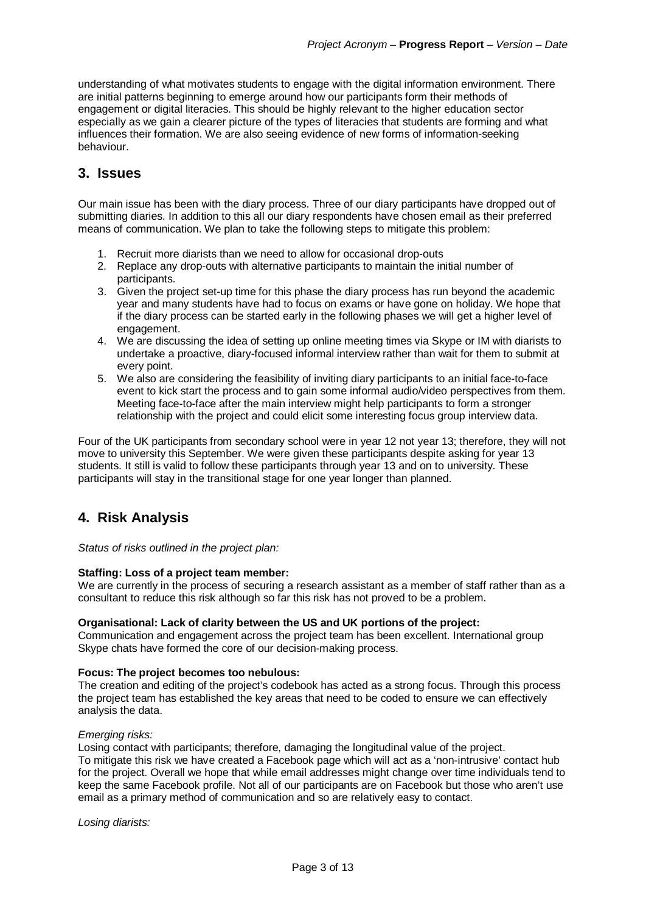understanding of what motivates students to engage with the digital information environment. There are initial patterns beginning to emerge around how our participants form their methods of engagement or digital literacies. This should be highly relevant to the higher education sector especially as we gain a clearer picture of the types of literacies that students are forming and what influences their formation. We are also seeing evidence of new forms of information-seeking behaviour.

## 3. Issues

Our main issue has been with the diary process. Three of our diary participants have dropped out of submitting diaries. In addition to this all our diary respondents have chosen email as their preferred means of communication. We plan to take the following steps to mitigate this problem:

1. Recruit more diarists than we need to allow for occasional drop-outs
2. Replace any drop-outs with alternative participants to maintain the initial number of participants.
3. Given the project set-up time for this phase the diary process has run beyond the academic year and many students have had to focus on exams or have gone on holiday. We hope that if the diary process can be started early in the following phases we will get a higher level of engagement.
4. We are discussing the idea of setting up online meeting times via Skype or IM with diarists to undertake a proactive, diary-focused informal interview rather than wait for them to submit at every point.
5. We also are considering the feasibility of inviting diary participants to an initial face-to-face event to kick start the process and to gain some informal audio/video perspectives from them. Meeting face-to-face after the main interview might help participants to form a stronger relationship with the project and could elicit some interesting focus group interview data.

Four of the UK participants from secondary school were in year 12 not year 13; therefore, they will not move to university this September. We were given these participants despite asking for year 13 students. It still is valid to follow these participants through year 13 and on to university. These participants will stay in the transitional stage for one year longer than planned.

## 4. Risk Analysis

*Status of risks outlined in the project plan:*

**Staffing: Loss of a project team member:**
We are currently in the process of securing a research assistant as a member of staff rather than as a consultant to reduce this risk although so far this risk has not proved to be a problem.

**Organisational: Lack of clarity between the US and UK portions of the project:**
Communication and engagement across the project team has been excellent. International group Skype chats have formed the core of our decision-making process.

**Focus: The project becomes too nebulous:**
The creation and editing of the project's codebook has acted as a strong focus. Through this process the project team has established the key areas that need to be coded to ensure we can effectively analysis the data.

*Emerging risks:*
Losing contact with participants; therefore, damaging the longitudinal value of the project.
To mitigate this risk we have created a Facebook page which will act as a 'non-intrusive' contact hub for the project. Overall we hope that while email addresses might change over time individuals tend to keep the same Facebook profile. Not all of our participants are on Facebook but those who aren't use email as a primary method of communication and so are relatively easy to contact.

*Losing diarists:*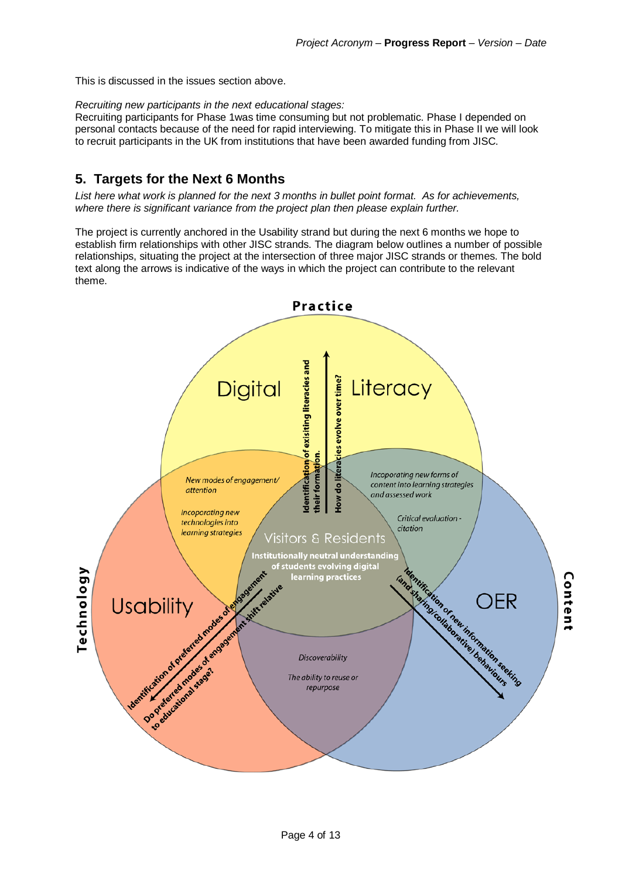This is discussed in the issues section above.

*Recruiting new participants in the next educational stages:*
Recruiting participants for Phase 1was time consuming but not problematic. Phase I depended on personal contacts because of the need for rapid interviewing. To mitigate this in Phase II we will look to recruit participants in the UK from institutions that have been awarded funding from JISC.

## 5. Targets for the Next 6 Months

*List here what work is planned for the next 3 months in bullet point format. As for achievements, where there is significant variance from the project plan then please explain further.*

The project is currently anchored in the Usability strand but during the next 6 months we hope to establish firm relationships with other JISC strands. The diagram below outlines a number of possible relationships, situating the project at the intersection of three major JISC strands or themes. The bold text along the arrows is indicative of the ways in which the project can contribute to the relevant theme.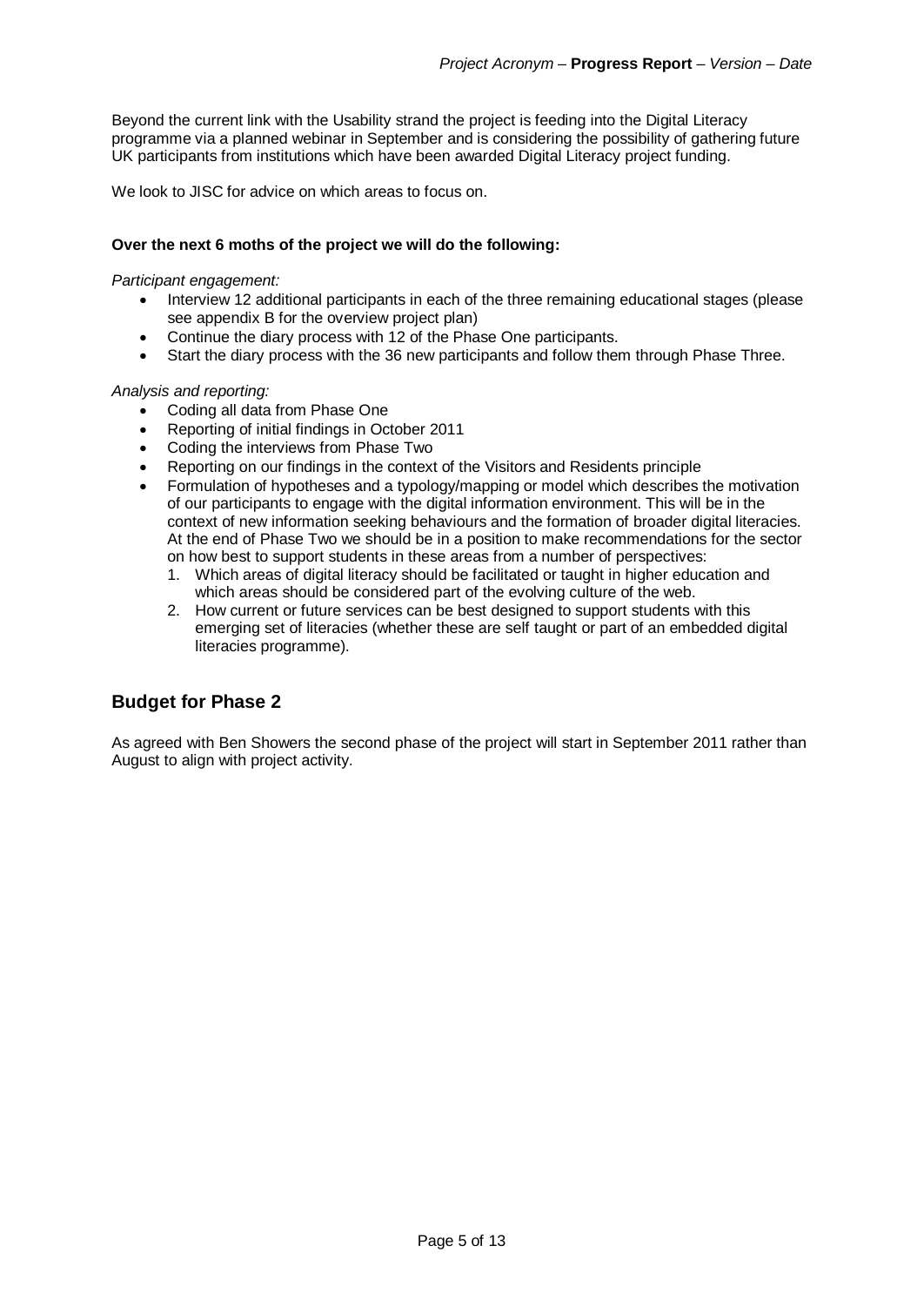Beyond the current link with the Usability strand the project is feeding into the Digital Literacy programme via a planned webinar in September and is considering the possibility of gathering future UK participants from institutions which have been awarded Digital Literacy project funding.

We look to JISC for advice on which areas to focus on.

**Over the next 6 moths of the project we will do the following:**

*Participant engagement:*

- Interview 12 additional participants in each of the three remaining educational stages (please see appendix B for the overview project plan)
- Continue the diary process with 12 of the Phase One participants.
- Start the diary process with the 36 new participants and follow them through Phase Three.

*Analysis and reporting:*

- Coding all data from Phase One
- Reporting of initial findings in October 2011
- Coding the interviews from Phase Two
- Reporting on our findings in the context of the Visitors and Residents principle
- Formulation of hypotheses and a typology/mapping or model which describes the motivation of our participants to engage with the digital information environment. This will be in the context of new information seeking behaviours and the formation of broader digital literacies. At the end of Phase Two we should be in a position to make recommendations for the sector on how best to support students in these areas from a number of perspectives:
  1. Which areas of digital literacy should be facilitated or taught in higher education and which areas should be considered part of the evolving culture of the web.
  2. How current or future services can be best designed to support students with this emerging set of literacies (whether these are self taught or part of an embedded digital literacies programme).

## Budget for Phase 2

As agreed with Ben Showers the second phase of the project will start in September 2011 rather than August to align with project activity.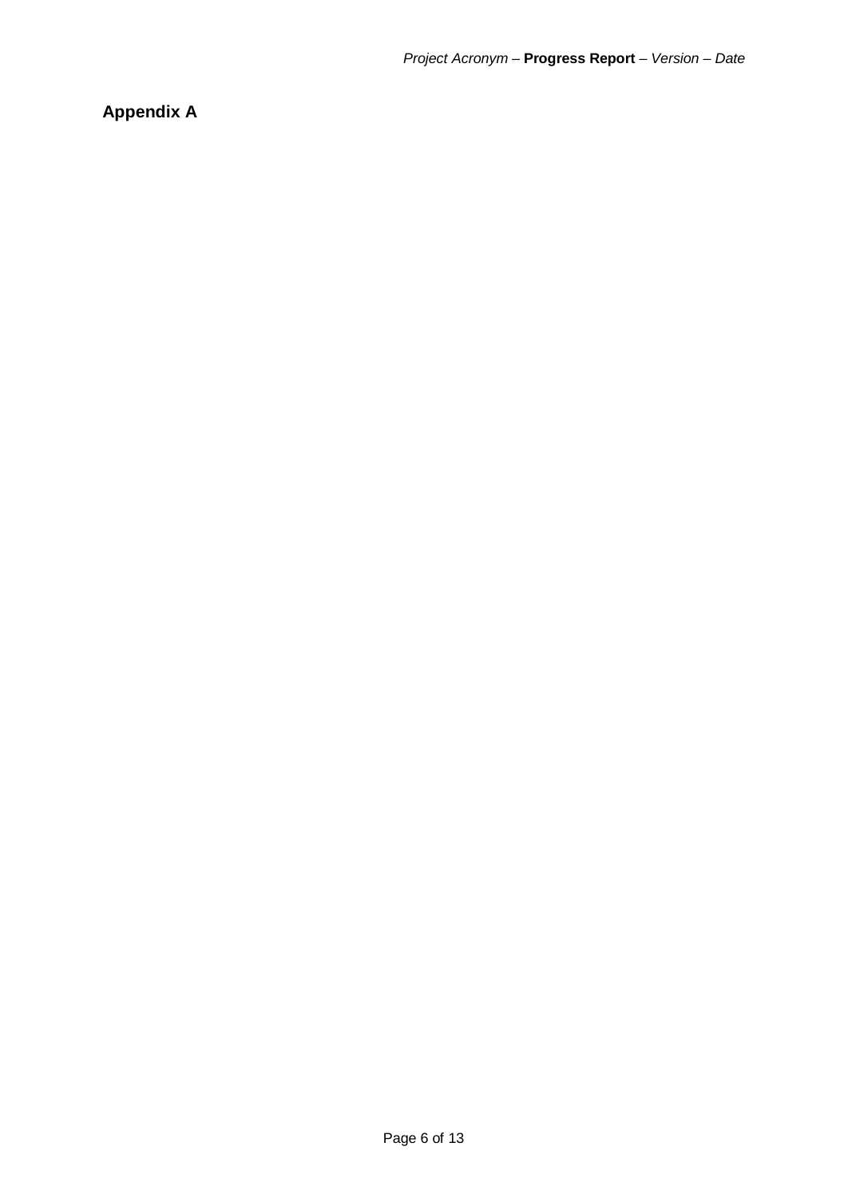## Appendix A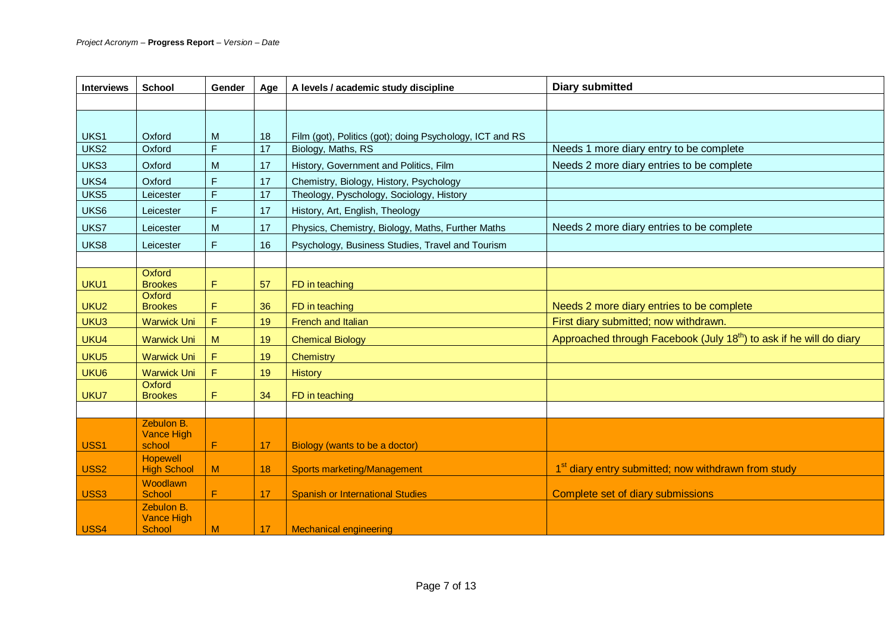| Interviews | School | Gender | Age | A levels / academic study discipline | Diary submitted |
|---|---|---|---|---|---|
| | | | | | |
| UKS1 | Oxford | M | 18 | Film (got), Politics (got); doing Psychology, ICT and RS | |
| UKS2 | Oxford | F | 17 | Biology, Maths, RS | Needs 1 more diary entry to be complete |
| UKS3 | Oxford | M | 17 | History, Government and Politics, Film | Needs 2 more diary entries to be complete |
| UKS4 | Oxford | F | 17 | Chemistry, Biology, History, Psychology | |
| UKS5 | Leicester | F | 17 | Theology, Pyschology, Sociology, History | |
| UKS6 | Leicester | F | 17 | History, Art, English, Theology | |
| UKS7 | Leicester | M | 17 | Physics, Chemistry, Biology, Maths, Further Maths | Needs 2 more diary entries to be complete |
| UKS8 | Leicester | F | 16 | Psychology, Business Studies, Travel and Tourism | |
| | | | | | |
| UKU1 | Oxford Brookes | F | 57 | FD in teaching | |
| UKU2 | Oxford Brookes | F | 36 | FD in teaching | Needs 2 more diary entries to be complete |
| UKU3 | Warwick Uni | F | 19 | French and Italian | First diary submitted; now withdrawn. |
| UKU4 | Warwick Uni | M | 19 | Chemical Biology | Approached through Facebook (July 18th) to ask if he will do diary |
| UKU5 | Warwick Uni | F | 19 | Chemistry | |
| UKU6 | Warwick Uni | F | 19 | History | |
| UKU7 | Oxford Brookes | F | 34 | FD in teaching | |
| | | | | | |
| USS1 | Zebulon B. Vance High school | F | 17 | Biology (wants to be a doctor) | |
| USS2 | Hopewell High School | M | 18 | Sports marketing/Management | 1st diary entry submitted; now withdrawn from study |
| USS3 | Woodlawn School | F | 17 | Spanish or International Studies | Complete set of diary submissions |
| USS4 | Zebulon B. Vance High School | M | 17 | Mechanical engineering | |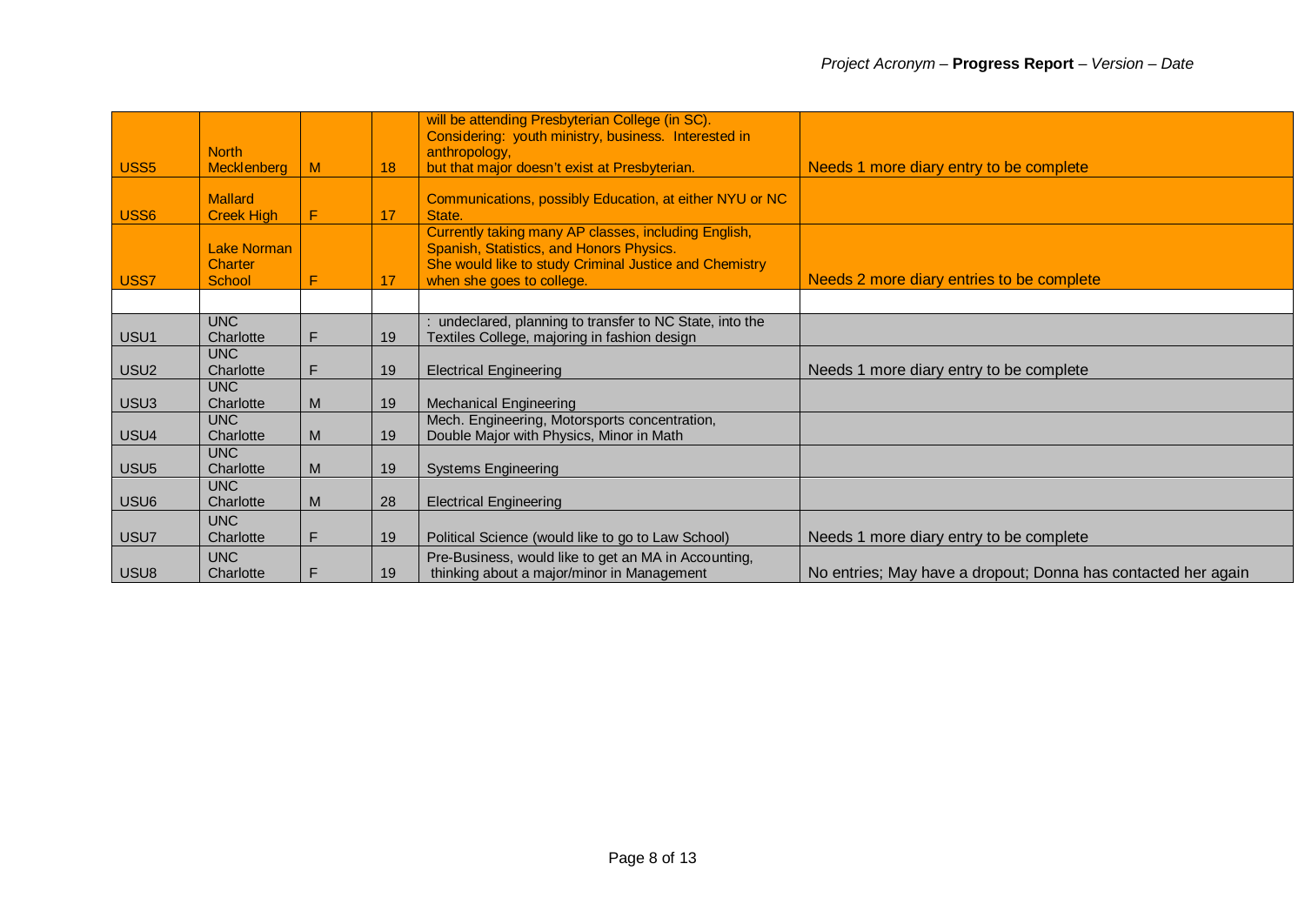| | | | | | |
|---|---|---|---|---|---|
| USS5 | North Mecklenberg | M | 18 | will be attending Presbyterian College (in SC). Considering: youth ministry, business. Interested in anthropology, but that major doesn't exist at Presbyterian. | Needs 1 more diary entry to be complete |
| USS6 | Mallard Creek High | F | 17 | Communications, possibly Education, at either NYU or NC State. | |
| USS7 | Lake Norman Charter School | F | 17 | Currently taking many AP classes, including English, Spanish, Statistics, and Honors Physics. She would like to study Criminal Justice and Chemistry when she goes to college. | Needs 2 more diary entries to be complete |
| | | | | | |
| USU1 | UNC Charlotte | F | 19 | : undeclared, planning to transfer to NC State, into the Textiles College, majoring in fashion design | |
| USU2 | UNC Charlotte | F | 19 | Electrical Engineering | Needs 1 more diary entry to be complete |
| USU3 | UNC Charlotte | M | 19 | Mechanical Engineering | |
| USU4 | UNC Charlotte | M | 19 | Mech. Engineering, Motorsports concentration, Double Major with Physics, Minor in Math | |
| USU5 | UNC Charlotte | M | 19 | Systems Engineering | |
| USU6 | UNC Charlotte | M | 28 | Electrical Engineering | |
| USU7 | UNC Charlotte | F | 19 | Political Science (would like to go to Law School) | Needs 1 more diary entry to be complete |
| USU8 | UNC Charlotte | F | 19 | Pre-Business, would like to get an MA in Accounting, thinking about a major/minor in Management | No entries; May have a dropout; Donna has contacted her again |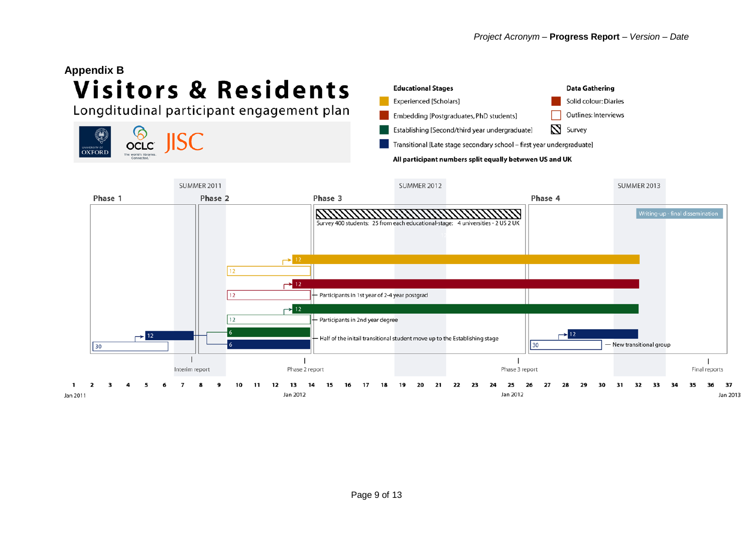## Appendix B

# Visitors & Residents

Longditudinal participant engagement plan

UNIVERSITY OF OXFORD | OCLC The world's libraries. Connected. | JISC

**Educational Stages**

- Experienced [Scholars]
- Embedding [Postgraduates, PhD students]
- Establishing [Second/third year undergraduate]
- Transitional [Late stage secondary school – first year undergraduate]

**Data Gathering**

- Solid colour: Diaries
- Outlines: Interviews
- Survey

**All participant numbers split equally betwwen US and UK**

SUMMER 2011 | SUMMER 2012 | SUMMER 2013

**Phase 1** | **Phase 2** | **Phase 3** | **Phase 4**

Survey 400 students: 25 from each educational-stage: 4 universities - 2 US 2 UK

Writing-up - final dissemination

12 | 12 | 12 | 12 | 12 | 12

Participants in 1st year of 2-4 year postgrad

Participants in 2nd year degree

30 | 12 | 6 | 6

Half of the initail transitional student move up to the Establishing stage

30 | 12

New transitional group

Interim report | Phase 2 report | Phase 3 report | Final reports

1 2 3 4 5 6 7 8 9 10 11 12 13 14 15 16 17 18 19 20 21 22 23 24 25 26 27 28 29 30 31 32 33 34 35 36 37

Jan 2011 | Jan 2012 | Jan 2012 | Jan 2013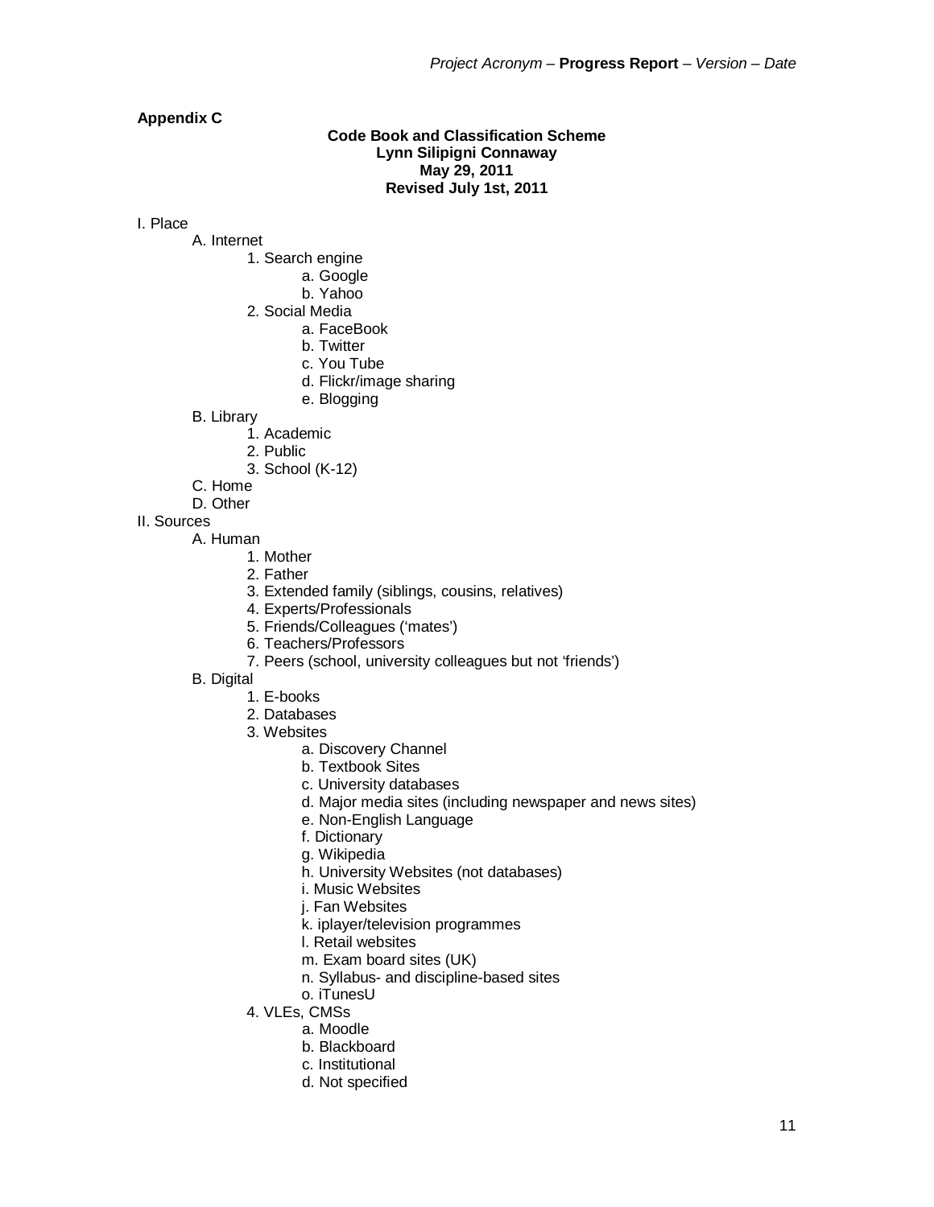**Appendix C**

**Code Book and Classification Scheme**
**Lynn Silipigni Connaway**
**May 29, 2011**
**Revised July 1st, 2011**

I. Place
- A. Internet
  - 1. Search engine
    - a. Google
    - b. Yahoo
  - 2. Social Media
    - a. FaceBook
    - b. Twitter
    - c. You Tube
    - d. Flickr/image sharing
    - e. Blogging
- B. Library
  - 1. Academic
  - 2. Public
  - 3. School (K-12)
- C. Home
- D. Other

II. Sources
- A. Human
  - 1. Mother
  - 2. Father
  - 3. Extended family (siblings, cousins, relatives)
  - 4. Experts/Professionals
  - 5. Friends/Colleagues ('mates')
  - 6. Teachers/Professors
  - 7. Peers (school, university colleagues but not 'friends')
- B. Digital
  - 1. E-books
  - 2. Databases
  - 3. Websites
    - a. Discovery Channel
    - b. Textbook Sites
    - c. University databases
    - d. Major media sites (including newspaper and news sites)
    - e. Non-English Language
    - f. Dictionary
    - g. Wikipedia
    - h. University Websites (not databases)
    - i. Music Websites
    - j. Fan Websites
    - k. iplayer/television programmes
    - l. Retail websites
    - m. Exam board sites (UK)
    - n. Syllabus- and discipline-based sites
    - o. iTunesU
  - 4. VLEs, CMSs
    - a. Moodle
    - b. Blackboard
    - c. Institutional
    - d. Not specified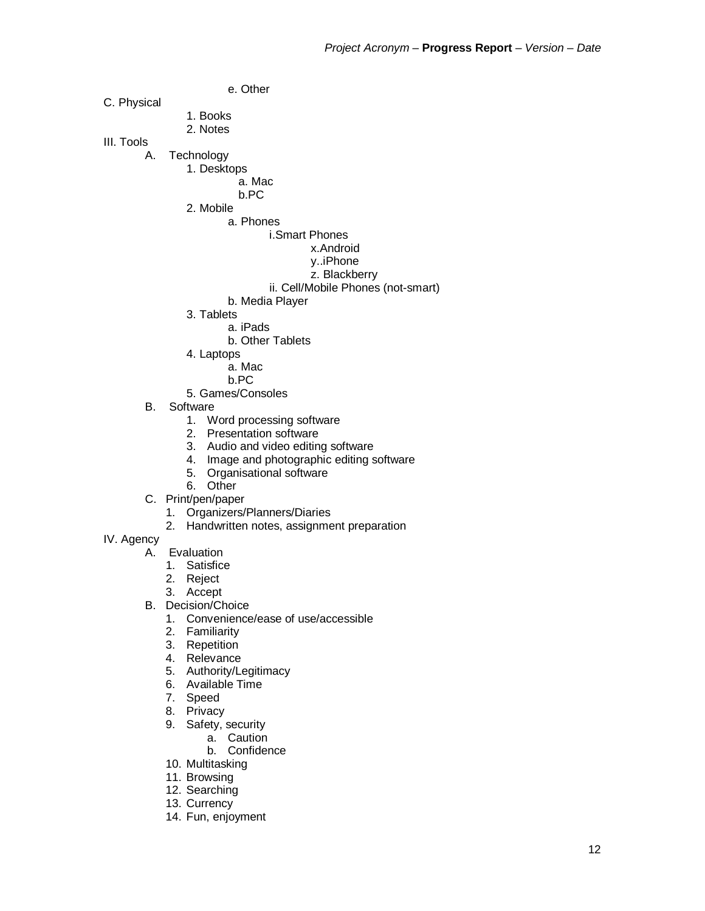e. Other

C. Physical
   1. Books
   2. Notes

III. Tools
- A. Technology
  - 1. Desktops
    - a. Mac
    - b.PC
  - 2. Mobile
    - a. Phones
      - i.Smart Phones
        - x.Android
        - y..iPhone
        - z. Blackberry
      - ii. Cell/Mobile Phones (not-smart)
    - b. Media Player
  - 3. Tablets
    - a. iPads
    - b. Other Tablets
  - 4. Laptops
    - a. Mac
    - b.PC
  - 5. Games/Consoles
- B. Software
  - 1. Word processing software
  - 2. Presentation software
  - 3. Audio and video editing software
  - 4. Image and photographic editing software
  - 5. Organisational software
  - 6. Other
- C. Print/pen/paper
  - 1. Organizers/Planners/Diaries
  - 2. Handwritten notes, assignment preparation

IV. Agency
- A. Evaluation
  - 1. Satisfice
  - 2. Reject
  - 3. Accept
- B. Decision/Choice
  - 1. Convenience/ease of use/accessible
  - 2. Familiarity
  - 3. Repetition
  - 4. Relevance
  - 5. Authority/Legitimacy
  - 6. Available Time
  - 7. Speed
  - 8. Privacy
  - 9. Safety, security
    - a. Caution
    - b. Confidence
  - 10. Multitasking
  - 11. Browsing
  - 12. Searching
  - 13. Currency
  - 14. Fun, enjoyment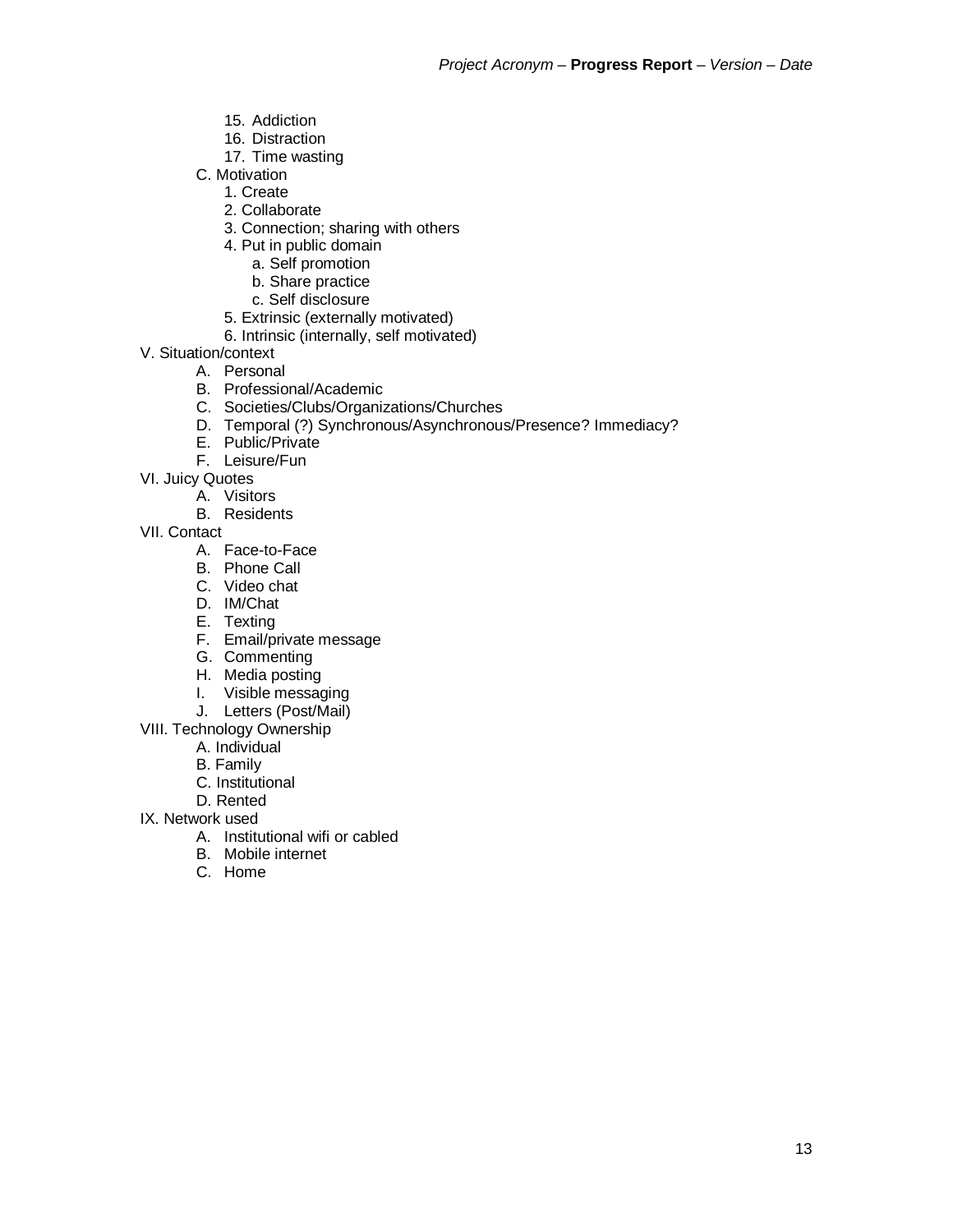15. Addiction
16. Distraction
17. Time wasting

C. Motivation
   1. Create
   2. Collaborate
   3. Connection; sharing with others
   4. Put in public domain
      a. Self promotion
      b. Share practice
      c. Self disclosure
   5. Extrinsic (externally motivated)
   6. Intrinsic (internally, self motivated)

V. Situation/context
   A. Personal
   B. Professional/Academic
   C. Societies/Clubs/Organizations/Churches
   D. Temporal (?) Synchronous/Asynchronous/Presence? Immediacy?
   E. Public/Private
   F. Leisure/Fun

VI. Juicy Quotes
   A. Visitors
   B. Residents

VII. Contact
   A. Face-to-Face
   B. Phone Call
   C. Video chat
   D. IM/Chat
   E. Texting
   F. Email/private message
   G. Commenting
   H. Media posting
   I. Visible messaging
   J. Letters (Post/Mail)

VIII. Technology Ownership
   A. Individual
   B. Family
   C. Institutional
   D. Rented

IX. Network used
   A. Institutional wifi or cabled
   B. Mobile internet
   C. Home